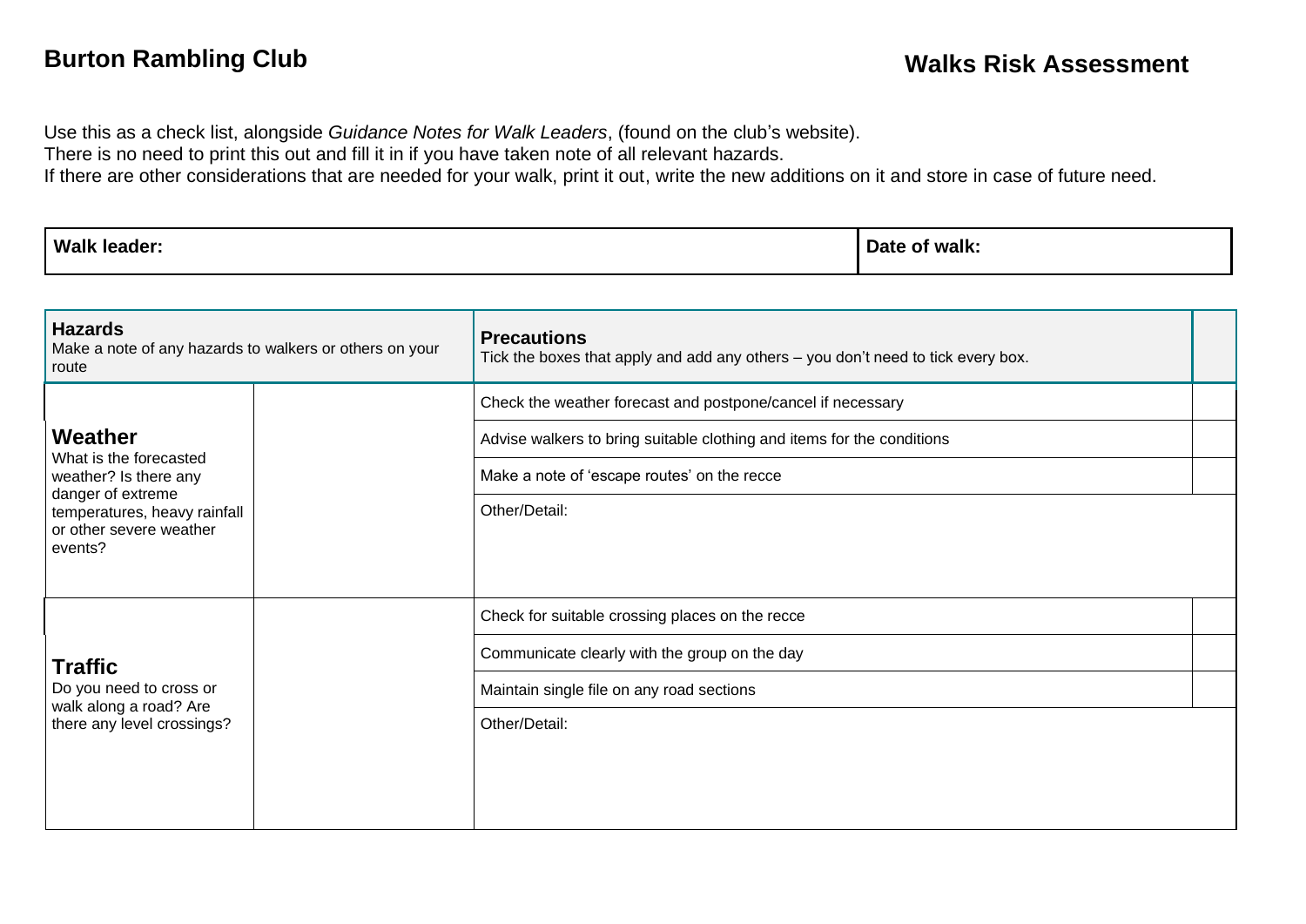# Burton Rambling Club

## Walks Risk Assessment

Use this as a check list, alongside *Guidance Notes for Walk Leaders*, (found on the club's website).
There is no need to print this out and fill it in if you have taken note of all relevant hazards.
If there are other considerations that are needed for your walk, print it out, write the new additions on it and store in case of future need.

| **Walk leader:** | **Date of walk:** |
|---|---|

| **Hazards** Make a note of any hazards to walkers or others on your route | | **Precautions** Tick the boxes that apply and add any others – you don't need to tick every box. | |
|---|---|---|---|
| **Weather** What is the forecasted weather? Is there any danger of extreme temperatures, heavy rainfall or other severe weather events? | | Check the weather forecast and postpone/cancel if necessary | |
| | | Advise walkers to bring suitable clothing and items for the conditions | |
| | | Make a note of 'escape routes' on the recce | |
| | | Other/Detail: | |
| **Traffic** Do you need to cross or walk along a road? Are there any level crossings? | | Check for suitable crossing places on the recce | |
| | | Communicate clearly with the group on the day | |
| | | Maintain single file on any road sections | |
| | | Other/Detail: | |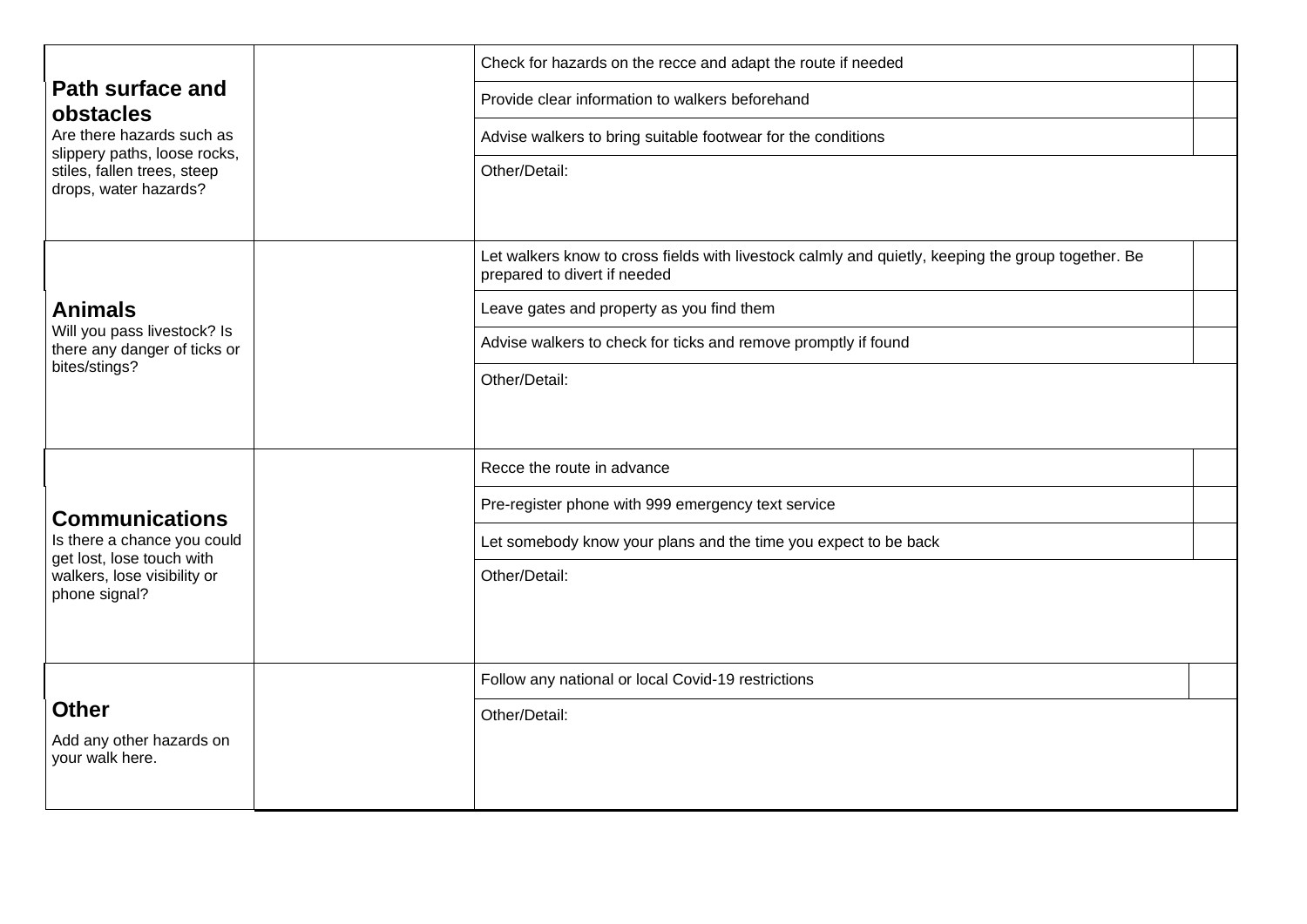| | | | |
|---|---|---|---|
| **Path surface and obstacles**<br>Are there hazards such as slippery paths, loose rocks, stiles, fallen trees, steep drops, water hazards? | | Check for hazards on the recce and adapt the route if needed | |
| | | Provide clear information to walkers beforehand | |
| | | Advise walkers to bring suitable footwear for the conditions | |
| | | Other/Detail: | |
| **Animals**<br>Will you pass livestock? Is there any danger of ticks or bites/stings? | | Let walkers know to cross fields with livestock calmly and quietly, keeping the group together. Be prepared to divert if needed | |
| | | Leave gates and property as you find them | |
| | | Advise walkers to check for ticks and remove promptly if found | |
| | | Other/Detail: | |
| **Communications**<br>Is there a chance you could get lost, lose touch with walkers, lose visibility or phone signal? | | Recce the route in advance | |
| | | Pre-register phone with 999 emergency text service | |
| | | Let somebody know your plans and the time you expect to be back | |
| | | Other/Detail: | |
| **Other**<br>Add any other hazards on your walk here. | | Follow any national or local Covid-19 restrictions | |
| | | Other/Detail: | |